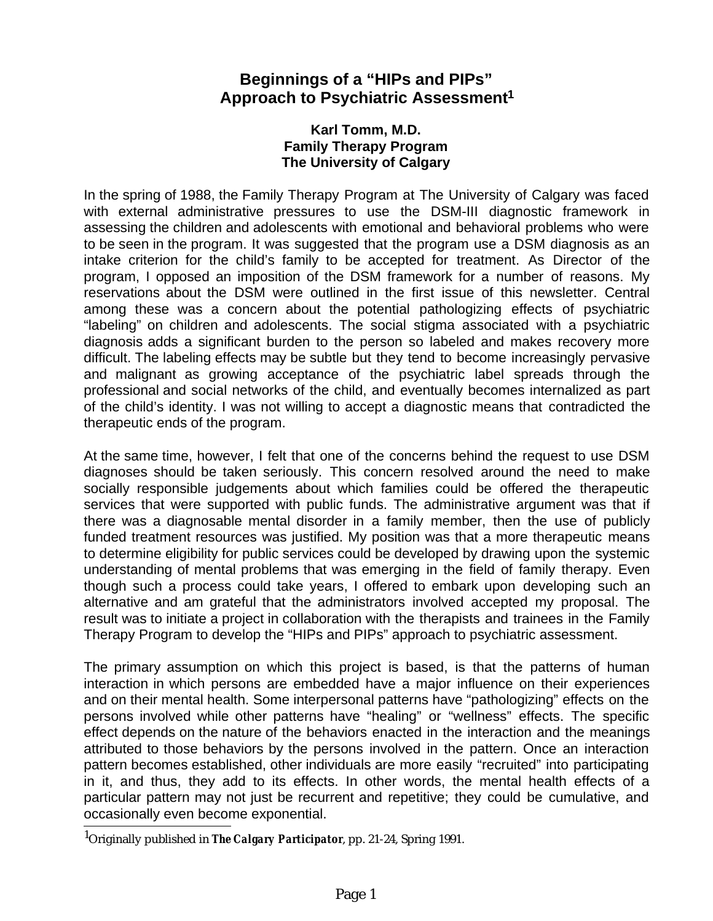# Beginnings of a "HIPs and PIPs" Approach to Psychiatric Assessment[1]

**Karl Tomm, M.D.**
**Family Therapy Program**
**The University of Calgary**

In the spring of 1988, the Family Therapy Program at The University of Calgary was faced with external administrative pressures to use the DSM-III diagnostic framework in assessing the children and adolescents with emotional and behavioral problems who were to be seen in the program. It was suggested that the program use a DSM diagnosis as an intake criterion for the child's family to be accepted for treatment. As Director of the program, I opposed an imposition of the DSM framework for a number of reasons. My reservations about the DSM were outlined in the first issue of this newsletter. Central among these was a concern about the potential pathologizing effects of psychiatric "labeling" on children and adolescents. The social stigma associated with a psychiatric diagnosis adds a significant burden to the person so labeled and makes recovery more difficult. The labeling effects may be subtle but they tend to become increasingly pervasive and malignant as growing acceptance of the psychiatric label spreads through the professional and social networks of the child, and eventually becomes internalized as part of the child's identity. I was not willing to accept a diagnostic means that contradicted the therapeutic ends of the program.

At the same time, however, I felt that one of the concerns behind the request to use DSM diagnoses should be taken seriously. This concern resolved around the need to make socially responsible judgements about which families could be offered the therapeutic services that were supported with public funds. The administrative argument was that if there was a diagnosable mental disorder in a family member, then the use of publicly funded treatment resources was justified. My position was that a more therapeutic means to determine eligibility for public services could be developed by drawing upon the systemic understanding of mental problems that was emerging in the field of family therapy. Even though such a process could take years, I offered to embark upon developing such an alternative and am grateful that the administrators involved accepted my proposal. The result was to initiate a project in collaboration with the therapists and trainees in the Family Therapy Program to develop the "HIPs and PIPs" approach to psychiatric assessment.

The primary assumption on which this project is based, is that the patterns of human interaction in which persons are embedded have a major influence on their experiences and on their mental health. Some interpersonal patterns have "pathologizing" effects on the persons involved while other patterns have "healing" or "wellness" effects. The specific effect depends on the nature of the behaviors enacted in the interaction and the meanings attributed to those behaviors by the persons involved in the pattern. Once an interaction pattern becomes established, other individuals are more easily "recruited" into participating in it, and thus, they add to its effects. In other words, the mental health effects of a particular pattern may not just be recurrent and repetitive; they could be cumulative, and occasionally even become exponential.

[1] Originally published in ***The Calgary Participator***, pp. 21-24, Spring 1991.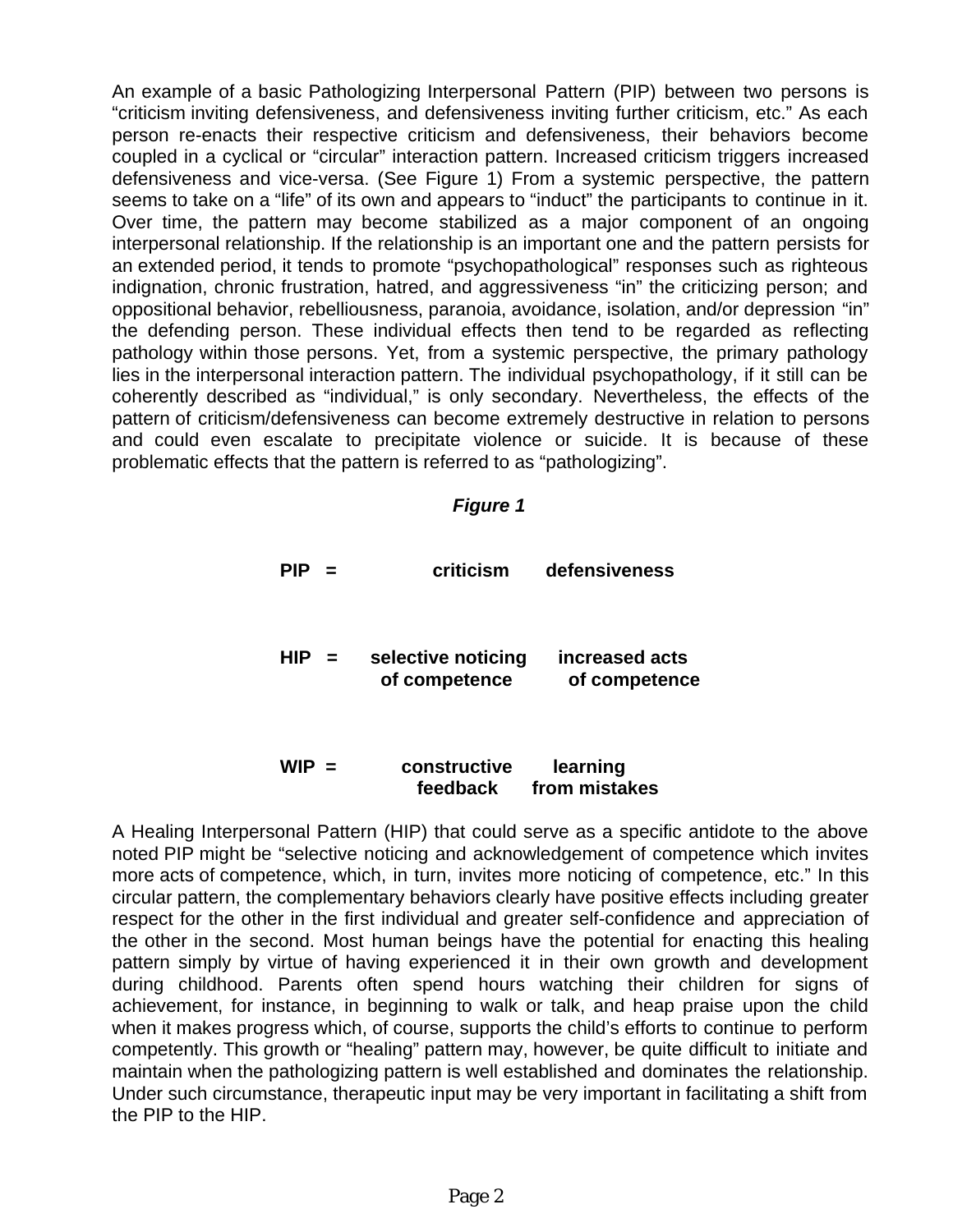An example of a basic Pathologizing Interpersonal Pattern (PIP) between two persons is “criticism inviting defensiveness, and defensiveness inviting further criticism, etc.” As each person re-enacts their respective criticism and defensiveness, their behaviors become coupled in a cyclical or “circular” interaction pattern. Increased criticism triggers increased defensiveness and vice-versa. (See Figure 1) From a systemic perspective, the pattern seems to take on a “life” of its own and appears to “induct” the participants to continue in it. Over time, the pattern may become stabilized as a major component of an ongoing interpersonal relationship. If the relationship is an important one and the pattern persists for an extended period, it tends to promote “psychopathological” responses such as righteous indignation, chronic frustration, hatred, and aggressiveness “in” the criticizing person; and oppositional behavior, rebelliousness, paranoia, avoidance, isolation, and/or depression “in” the defending person. These individual effects then tend to be regarded as reflecting pathology within those persons. Yet, from a systemic perspective, the primary pathology lies in the interpersonal interaction pattern. The individual psychopathology, if it still can be coherently described as “individual,” is only secondary. Nevertheless, the effects of the pattern of criticism/defensiveness can become extremely destructive in relation to persons and could even escalate to precipitate violence or suicide. It is because of these problematic effects that the pattern is referred to as “pathologizing”.

***Figure 1***

**PIP = criticism defensiveness**

**HIP = selective noticing of competence increased acts of competence**

**WIP = constructive feedback learning from mistakes**

A Healing Interpersonal Pattern (HIP) that could serve as a specific antidote to the above noted PIP might be “selective noticing and acknowledgement of competence which invites more acts of competence, which, in turn, invites more noticing of competence, etc.” In this circular pattern, the complementary behaviors clearly have positive effects including greater respect for the other in the first individual and greater self-confidence and appreciation of the other in the second. Most human beings have the potential for enacting this healing pattern simply by virtue of having experienced it in their own growth and development during childhood. Parents often spend hours watching their children for signs of achievement, for instance, in beginning to walk or talk, and heap praise upon the child when it makes progress which, of course, supports the child’s efforts to continue to perform competently. This growth or “healing” pattern may, however, be quite difficult to initiate and maintain when the pathologizing pattern is well established and dominates the relationship. Under such circumstance, therapeutic input may be very important in facilitating a shift from the PIP to the HIP.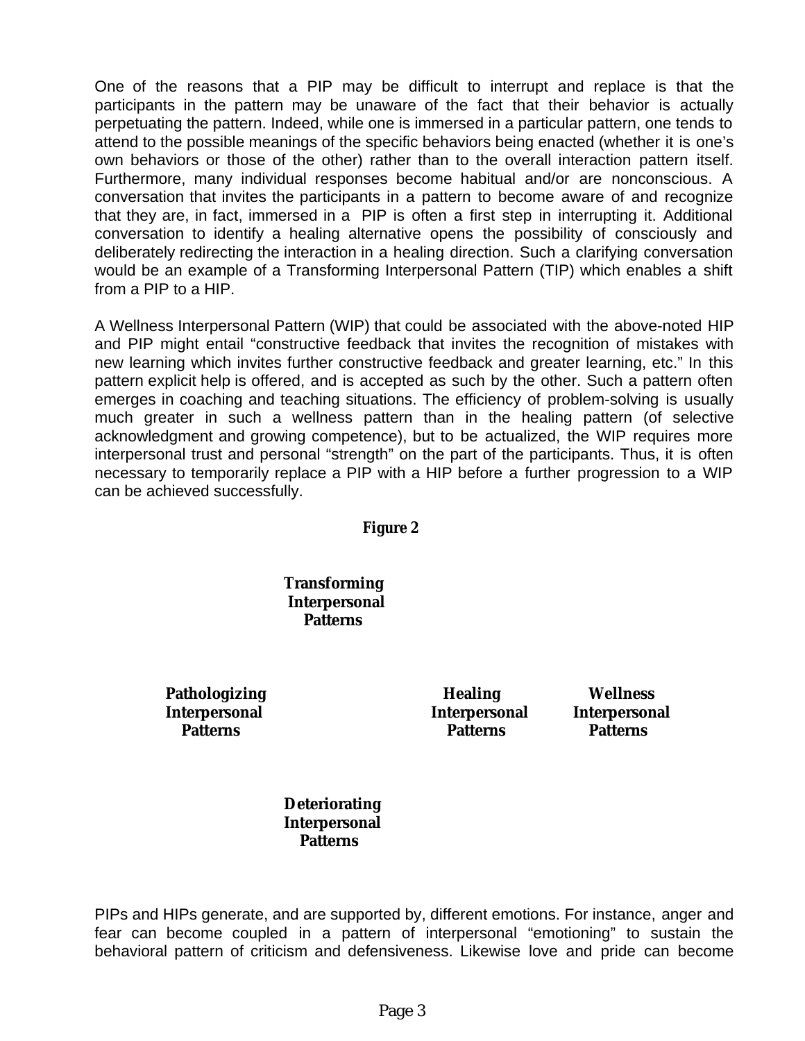One of the reasons that a PIP may be difficult to interrupt and replace is that the participants in the pattern may be unaware of the fact that their behavior is actually perpetuating the pattern. Indeed, while one is immersed in a particular pattern, one tends to attend to the possible meanings of the specific behaviors being enacted (whether it is one's own behaviors or those of the other) rather than to the overall interaction pattern itself. Furthermore, many individual responses become habitual and/or are nonconscious. A conversation that invites the participants in a pattern to become aware of and recognize that they are, in fact, immersed in a PIP is often a first step in interrupting it. Additional conversation to identify a healing alternative opens the possibility of consciously and deliberately redirecting the interaction in a healing direction. Such a clarifying conversation would be an example of a Transforming Interpersonal Pattern (TIP) which enables a shift from a PIP to a HIP.

A Wellness Interpersonal Pattern (WIP) that could be associated with the above-noted HIP and PIP might entail "constructive feedback that invites the recognition of mistakes with new learning which invites further constructive feedback and greater learning, etc." In this pattern explicit help is offered, and is accepted as such by the other. Such a pattern often emerges in coaching and teaching situations. The efficiency of problem-solving is usually much greater in such a wellness pattern than in the healing pattern (of selective acknowledgment and growing competence), but to be actualized, the WIP requires more interpersonal trust and personal "strength" on the part of the participants. Thus, it is often necessary to temporarily replace a PIP with a HIP before a further progression to a WIP can be achieved successfully.

**Figure 2**

**Transforming Interpersonal Patterns**

**Pathologizing Interpersonal Patterns** | **Healing Interpersonal Patterns** | **Wellness Interpersonal Patterns**

**Deteriorating Interpersonal Patterns**

PIPs and HIPs generate, and are supported by, different emotions. For instance, anger and fear can become coupled in a pattern of interpersonal "emotioning" to sustain the behavioral pattern of criticism and defensiveness. Likewise love and pride can become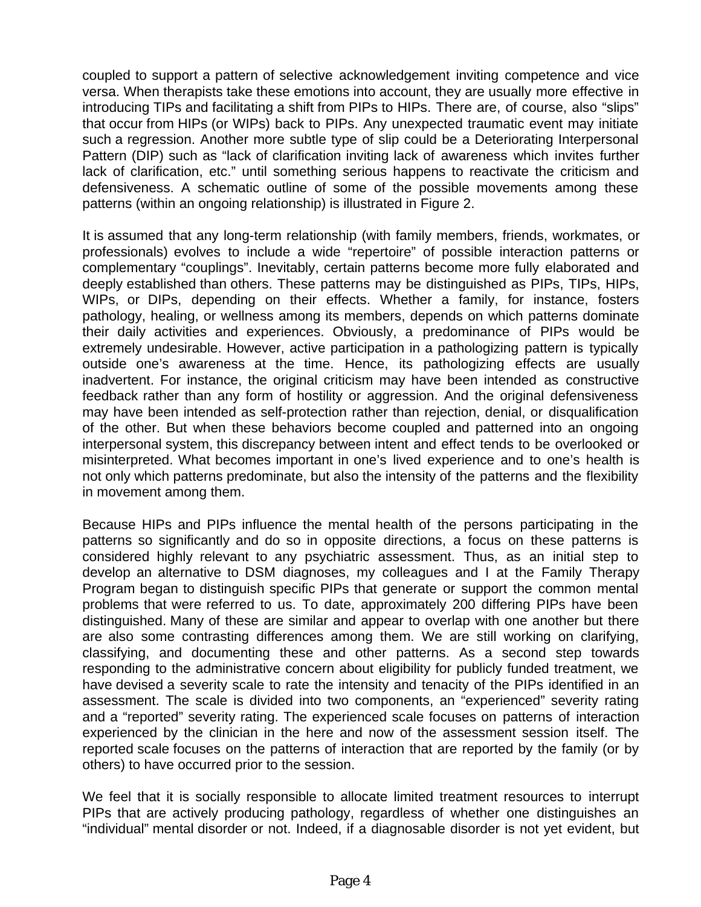coupled to support a pattern of selective acknowledgement inviting competence and vice versa. When therapists take these emotions into account, they are usually more effective in introducing TIPs and facilitating a shift from PIPs to HIPs. There are, of course, also "slips" that occur from HIPs (or WIPs) back to PIPs. Any unexpected traumatic event may initiate such a regression. Another more subtle type of slip could be a Deteriorating Interpersonal Pattern (DIP) such as "lack of clarification inviting lack of awareness which invites further lack of clarification, etc." until something serious happens to reactivate the criticism and defensiveness. A schematic outline of some of the possible movements among these patterns (within an ongoing relationship) is illustrated in Figure 2.

It is assumed that any long-term relationship (with family members, friends, workmates, or professionals) evolves to include a wide "repertoire" of possible interaction patterns or complementary "couplings". Inevitably, certain patterns become more fully elaborated and deeply established than others. These patterns may be distinguished as PIPs, TIPs, HIPs, WIPs, or DIPs, depending on their effects. Whether a family, for instance, fosters pathology, healing, or wellness among its members, depends on which patterns dominate their daily activities and experiences. Obviously, a predominance of PIPs would be extremely undesirable. However, active participation in a pathologizing pattern is typically outside one's awareness at the time. Hence, its pathologizing effects are usually inadvertent. For instance, the original criticism may have been intended as constructive feedback rather than any form of hostility or aggression. And the original defensiveness may have been intended as self-protection rather than rejection, denial, or disqualification of the other. But when these behaviors become coupled and patterned into an ongoing interpersonal system, this discrepancy between intent and effect tends to be overlooked or misinterpreted. What becomes important in one's lived experience and to one's health is not only which patterns predominate, but also the intensity of the patterns and the flexibility in movement among them.

Because HIPs and PIPs influence the mental health of the persons participating in the patterns so significantly and do so in opposite directions, a focus on these patterns is considered highly relevant to any psychiatric assessment. Thus, as an initial step to develop an alternative to DSM diagnoses, my colleagues and I at the Family Therapy Program began to distinguish specific PIPs that generate or support the common mental problems that were referred to us. To date, approximately 200 differing PIPs have been distinguished. Many of these are similar and appear to overlap with one another but there are also some contrasting differences among them. We are still working on clarifying, classifying, and documenting these and other patterns. As a second step towards responding to the administrative concern about eligibility for publicly funded treatment, we have devised a severity scale to rate the intensity and tenacity of the PIPs identified in an assessment. The scale is divided into two components, an "experienced" severity rating and a "reported" severity rating. The experienced scale focuses on patterns of interaction experienced by the clinician in the here and now of the assessment session itself. The reported scale focuses on the patterns of interaction that are reported by the family (or by others) to have occurred prior to the session.

We feel that it is socially responsible to allocate limited treatment resources to interrupt PIPs that are actively producing pathology, regardless of whether one distinguishes an "individual" mental disorder or not. Indeed, if a diagnosable disorder is not yet evident, but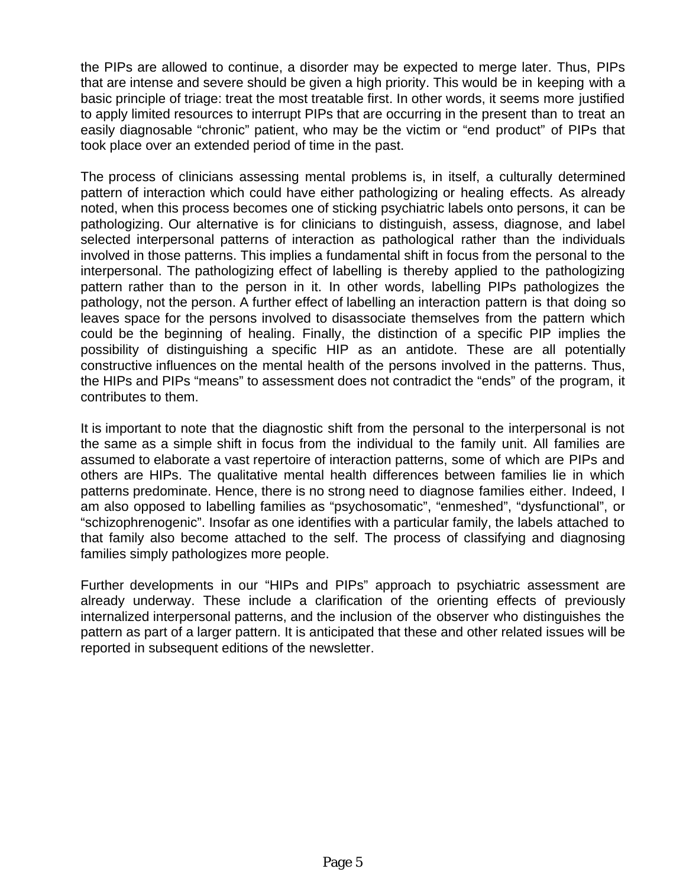the PIPs are allowed to continue, a disorder may be expected to merge later. Thus, PIPs that are intense and severe should be given a high priority. This would be in keeping with a basic principle of triage: treat the most treatable first. In other words, it seems more justified to apply limited resources to interrupt PIPs that are occurring in the present than to treat an easily diagnosable "chronic" patient, who may be the victim or "end product" of PIPs that took place over an extended period of time in the past.

The process of clinicians assessing mental problems is, in itself, a culturally determined pattern of interaction which could have either pathologizing or healing effects. As already noted, when this process becomes one of sticking psychiatric labels onto persons, it can be pathologizing. Our alternative is for clinicians to distinguish, assess, diagnose, and label selected interpersonal patterns of interaction as pathological rather than the individuals involved in those patterns. This implies a fundamental shift in focus from the personal to the interpersonal. The pathologizing effect of labelling is thereby applied to the pathologizing pattern rather than to the person in it. In other words, labelling PIPs pathologizes the pathology, not the person. A further effect of labelling an interaction pattern is that doing so leaves space for the persons involved to disassociate themselves from the pattern which could be the beginning of healing. Finally, the distinction of a specific PIP implies the possibility of distinguishing a specific HIP as an antidote. These are all potentially constructive influences on the mental health of the persons involved in the patterns. Thus, the HIPs and PIPs "means" to assessment does not contradict the "ends" of the program, it contributes to them.

It is important to note that the diagnostic shift from the personal to the interpersonal is not the same as a simple shift in focus from the individual to the family unit. All families are assumed to elaborate a vast repertoire of interaction patterns, some of which are PIPs and others are HIPs. The qualitative mental health differences between families lie in which patterns predominate. Hence, there is no strong need to diagnose families either. Indeed, I am also opposed to labelling families as "psychosomatic", "enmeshed", "dysfunctional", or "schizophrenogenic". Insofar as one identifies with a particular family, the labels attached to that family also become attached to the self. The process of classifying and diagnosing families simply pathologizes more people.

Further developments in our "HIPs and PIPs" approach to psychiatric assessment are already underway. These include a clarification of the orienting effects of previously internalized interpersonal patterns, and the inclusion of the observer who distinguishes the pattern as part of a larger pattern. It is anticipated that these and other related issues will be reported in subsequent editions of the newsletter.